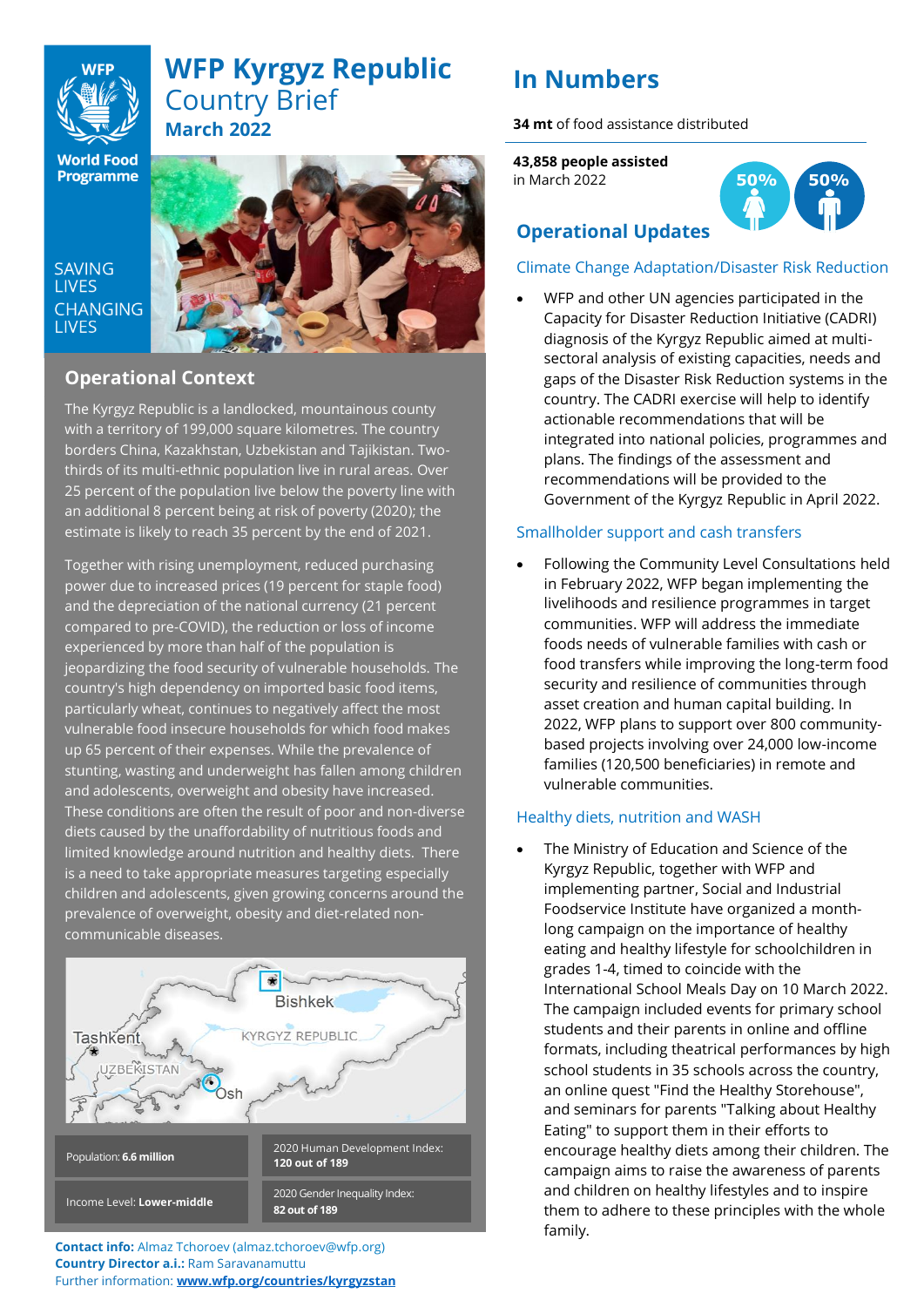# WFP Kyrgyz Republic

## Country Brief

### March 2022

SAVING LIVES CHANGING LIVES

## Operational Context

The Kyrgyz Republic is a landlocked, mountainous county with a territory of 199,000 square kilometres. The country borders China, Kazakhstan, Uzbekistan and Tajikistan. Two-thirds of its multi-ethnic population live in rural areas. Over 25 percent of the population live below the poverty line with an additional 8 percent being at risk of poverty (2020); the estimate is likely to reach 35 percent by the end of 2021.

Together with rising unemployment, reduced purchasing power due to increased prices (19 percent for staple food) and the depreciation of the national currency (21 percent compared to pre-COVID), the reduction or loss of income experienced by more than half of the population is jeopardizing the food security of vulnerable households. The country's high dependency on imported basic food items, particularly wheat, continues to negatively affect the most vulnerable food insecure households for which food makes up 65 percent of their expenses. While the prevalence of stunting, wasting and underweight has fallen among children and adolescents, overweight and obesity have increased. These conditions are often the result of poor and non-diverse diets caused by the unaffordability of nutritious foods and limited knowledge around nutrition and healthy diets. There is a need to take appropriate measures targeting especially children and adolescents, given growing concerns around the prevalence of overweight, obesity and diet-related non-communicable diseases.

| | |
|---|---|
| Population: **6.6 million** | 2020 Human Development Index: **120 out of 189** |
| Income Level: **Lower-middle** | 2020 Gender Inequality Index: **82 out of 189** |

**Contact info:** Almaz Tchoroev (almaz.tchoroev@wfp.org)
**Country Director a.i.:** Ram Saravanamuttu
Further information: **www.wfp.org/countries/kyrgyzstan**

# In Numbers

**34 mt** of food assistance distributed

**43,858 people assisted**
in March 2022

50% 50%

## Operational Updates

### Climate Change Adaptation/Disaster Risk Reduction

- WFP and other UN agencies participated in the Capacity for Disaster Reduction Initiative (CADRI) diagnosis of the Kyrgyz Republic aimed at multi-sectoral analysis of existing capacities, needs and gaps of the Disaster Risk Reduction systems in the country. The CADRI exercise will help to identify actionable recommendations that will be integrated into national policies, programmes and plans. The findings of the assessment and recommendations will be provided to the Government of the Kyrgyz Republic in April 2022.

### Smallholder support and cash transfers

- Following the Community Level Consultations held in February 2022, WFP began implementing the livelihoods and resilience programmes in target communities. WFP will address the immediate foods needs of vulnerable families with cash or food transfers while improving the long-term food security and resilience of communities through asset creation and human capital building. In 2022, WFP plans to support over 800 community-based projects involving over 24,000 low-income families (120,500 beneficiaries) in remote and vulnerable communities.

### Healthy diets, nutrition and WASH

- The Ministry of Education and Science of the Kyrgyz Republic, together with WFP and implementing partner, Social and Industrial Foodservice Institute have organized a month-long campaign on the importance of healthy eating and healthy lifestyle for schoolchildren in grades 1-4, timed to coincide with the International School Meals Day on 10 March 2022. The campaign included events for primary school students and their parents in online and offline formats, including theatrical performances by high school students in 35 schools across the country, an online quest "Find the Healthy Storehouse", and seminars for parents "Talking about Healthy Eating" to support them in their efforts to encourage healthy diets among their children. The campaign aims to raise the awareness of parents and children on healthy lifestyles and to inspire them to adhere to these principles with the whole family.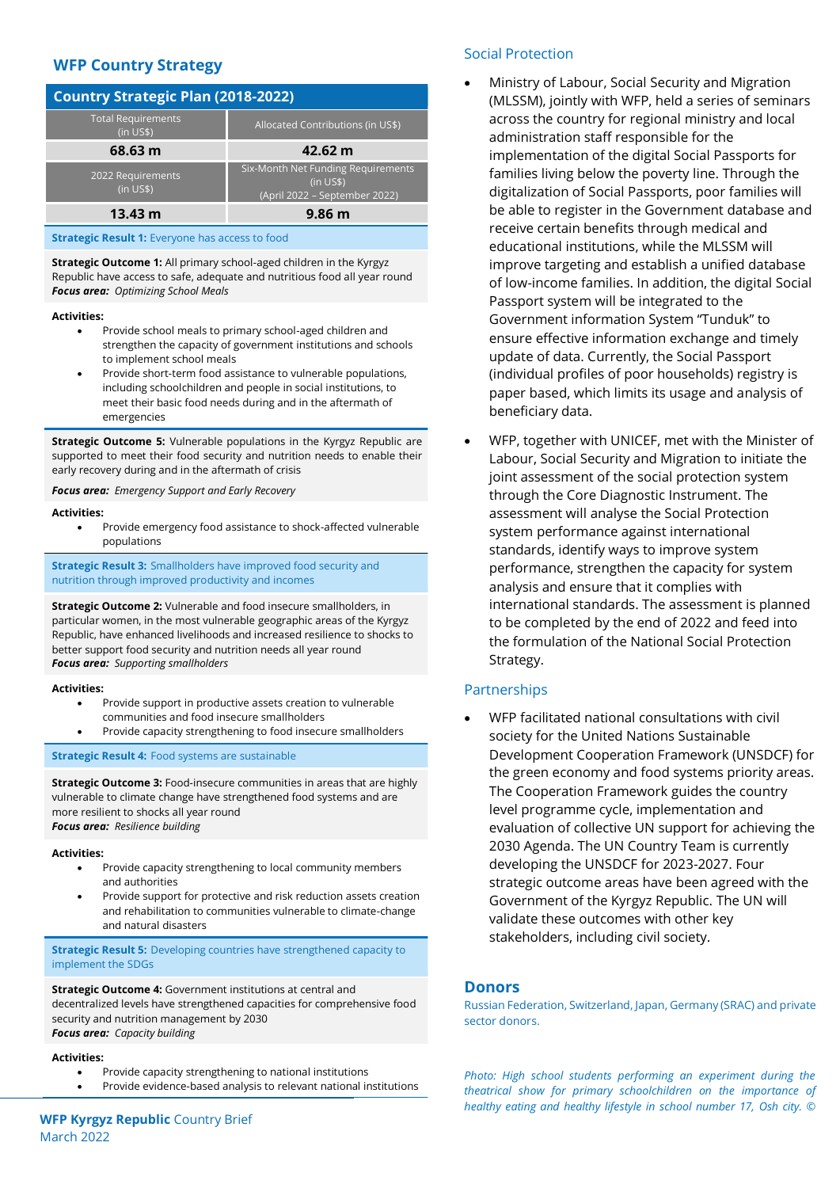## WFP Country Strategy

| Country Strategic Plan (2018-2022) | |
|---|---|
| Total Requirements (in US$) | Allocated Contributions (in US$) |
| **68.63 m** | **42.62 m** |
| 2022 Requirements (in US$) | Six-Month Net Funding Requirements (in US$) (April 2022 – September 2022) |
| **13.43 m** | **9.86 m** |

**Strategic Result 1:** Everyone has access to food

**Strategic Outcome 1:** All primary school-aged children in the Kyrgyz Republic have access to safe, adequate and nutritious food all year round
***Focus area:*** *Optimizing School Meals*

**Activities:**

- Provide school meals to primary school-aged children and strengthen the capacity of government institutions and schools to implement school meals
- Provide short-term food assistance to vulnerable populations, including schoolchildren and people in social institutions, to meet their basic food needs during and in the aftermath of emergencies

**Strategic Outcome 5:** Vulnerable populations in the Kyrgyz Republic are supported to meet their food security and nutrition needs to enable their early recovery during and in the aftermath of crisis

***Focus area:*** *Emergency Support and Early Recovery*

**Activities:**

- Provide emergency food assistance to shock-affected vulnerable populations

**Strategic Result 3:** Smallholders have improved food security and nutrition through improved productivity and incomes

**Strategic Outcome 2:** Vulnerable and food insecure smallholders, in particular women, in the most vulnerable geographic areas of the Kyrgyz Republic, have enhanced livelihoods and increased resilience to shocks to better support food security and nutrition needs all year round
***Focus area:*** *Supporting smallholders*

**Activities:**

- Provide support in productive assets creation to vulnerable communities and food insecure smallholders
- Provide capacity strengthening to food insecure smallholders

**Strategic Result 4:** Food systems are sustainable

**Strategic Outcome 3:** Food-insecure communities in areas that are highly vulnerable to climate change have strengthened food systems and are more resilient to shocks all year round
***Focus area:*** *Resilience building*

**Activities:**

- Provide capacity strengthening to local community members and authorities
- Provide support for protective and risk reduction assets creation and rehabilitation to communities vulnerable to climate-change and natural disasters

**Strategic Result 5:** Developing countries have strengthened capacity to implement the SDGs

**Strategic Outcome 4:** Government institutions at central and decentralized levels have strengthened capacities for comprehensive food security and nutrition management by 2030
***Focus area:*** *Capacity building*

**Activities:**

- Provide capacity strengthening to national institutions
- Provide evidence-based analysis to relevant national institutions

### Social Protection

- Ministry of Labour, Social Security and Migration (MLSSM), jointly with WFP, held a series of seminars across the country for regional ministry and local administration staff responsible for the implementation of the digital Social Passports for families living below the poverty line. Through the digitalization of Social Passports, poor families will be able to register in the Government database and receive certain benefits through medical and educational institutions, while the MLSSM will improve targeting and establish a unified database of low-income families. In addition, the digital Social Passport system will be integrated to the Government information System "Tunduk" to ensure effective information exchange and timely update of data. Currently, the Social Passport (individual profiles of poor households) registry is paper based, which limits its usage and analysis of beneficiary data.
- WFP, together with UNICEF, met with the Minister of Labour, Social Security and Migration to initiate the joint assessment of the social protection system through the Core Diagnostic Instrument. The assessment will analyse the Social Protection system performance against international standards, identify ways to improve system performance, strengthen the capacity for system analysis and ensure that it complies with international standards. The assessment is planned to be completed by the end of 2022 and feed into the formulation of the National Social Protection Strategy.

### Partnerships

- WFP facilitated national consultations with civil society for the United Nations Sustainable Development Cooperation Framework (UNSDCF) for the green economy and food systems priority areas. The Cooperation Framework guides the country level programme cycle, implementation and evaluation of collective UN support for achieving the 2030 Agenda. The UN Country Team is currently developing the UNSDCF for 2023-2027. Four strategic outcome areas have been agreed with the Government of the Kyrgyz Republic. The UN will validate these outcomes with other key stakeholders, including civil society.

## Donors

Russian Federation, Switzerland, Japan, Germany (SRAC) and private sector donors.

*Photo: High school students performing an experiment during the theatrical show for primary schoolchildren on the importance of healthy eating and healthy lifestyle in school number 17, Osh city. ©*